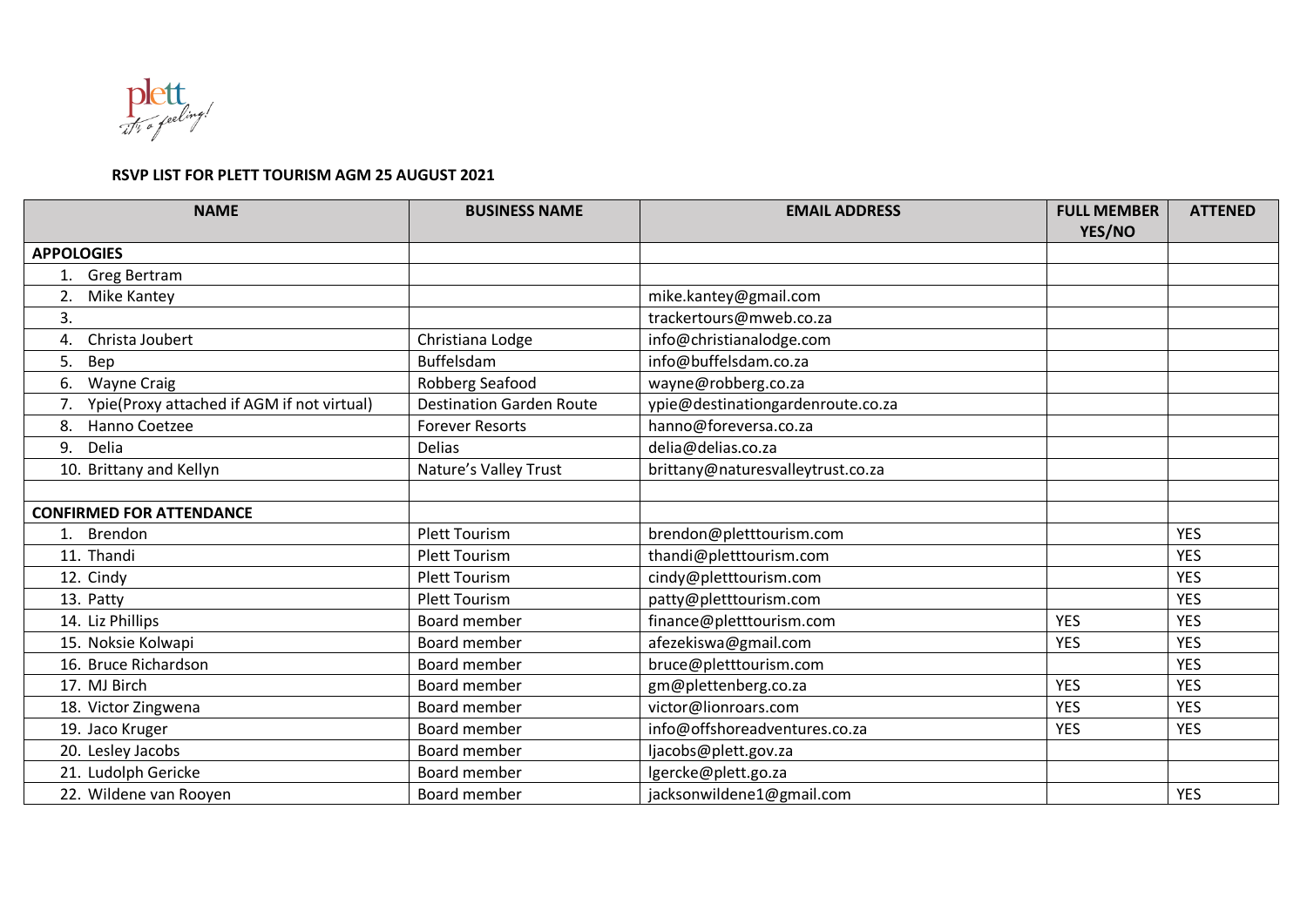plett
it's a feeling!

**RSVP LIST FOR PLETT TOURISM AGM 25 AUGUST 2021**

| NAME | BUSINESS NAME | EMAIL ADDRESS | FULL MEMBER YES/NO | ATTENDED |
|---|---|---|---|---|
| **APPOLOGIES** | | | | |
| 1. Greg Bertram | | | | |
| 2. Mike Kantey | | mike.kantey@gmail.com | | |
| 3. | | trackertours@mweb.co.za | | |
| 4. Christa Joubert | Christiana Lodge | info@christianalodge.com | | |
| 5. Bep | Buffelsdam | info@buffelsdam.co.za | | |
| 6. Wayne Craig | Robberg Seafood | wayne@robberg.co.za | | |
| 7. Ypie(Proxy attached if AGM if not virtual) | Destination Garden Route | ypie@destinationgardenroute.co.za | | |
| 8. Hanno Coetzee | Forever Resorts | hanno@foreversa.co.za | | |
| 9. Delia | Delias | delia@delias.co.za | | |
| 10. Brittany and Kellyn | Nature's Valley Trust | brittany@naturesvalleytrust.co.za | | |
| | | | | |
| **CONFIRMED FOR ATTENDANCE** | | | | |
| 1. Brendon | Plett Tourism | brendon@pletttourism.com | | YES |
| 11. Thandi | Plett Tourism | thandi@pletttourism.com | | YES |
| 12. Cindy | Plett Tourism | cindy@pletttourism.com | | YES |
| 13. Patty | Plett Tourism | patty@pletttourism.com | | YES |
| 14. Liz Phillips | Board member | finance@pletttourism.com | YES | YES |
| 15. Noksie Kolwapi | Board member | afezekiswa@gmail.com | YES | YES |
| 16. Bruce Richardson | Board member | bruce@pletttourism.com | | YES |
| 17. MJ Birch | Board member | gm@plettenberg.co.za | YES | YES |
| 18. Victor Zingwena | Board member | victor@lionroars.com | YES | YES |
| 19. Jaco Kruger | Board member | info@offshoreadventures.co.za | YES | YES |
| 20. Lesley Jacobs | Board member | ljacobs@plett.gov.za | | |
| 21. Ludolph Gericke | Board member | lgercke@plett.go.za | | |
| 22. Wildene van Rooyen | Board member | jacksonwildene1@gmail.com | | YES |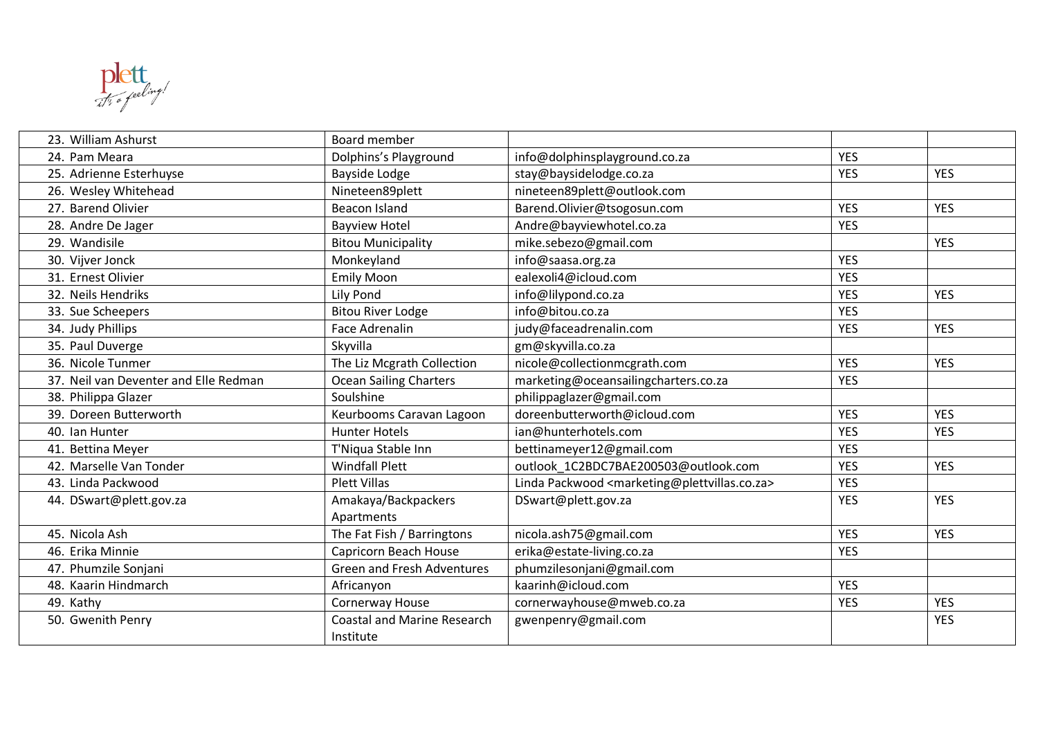| 23. William Ashurst | Board member | | | |
|---|---|---|---|---|
| 24. Pam Meara | Dolphins's Playground | info@dolphinsplayground.co.za | YES | |
| 25. Adrienne Esterhuyse | Bayside Lodge | stay@baysidelodge.co.za | YES | YES |
| 26. Wesley Whitehead | Nineteen89plett | nineteen89plett@outlook.com | | |
| 27. Barend Olivier | Beacon Island | Barend.Olivier@tsogosun.com | YES | YES |
| 28. Andre De Jager | Bayview Hotel | Andre@bayviewhotel.co.za | YES | |
| 29. Wandisile | Bitou Municipality | mike.sebezo@gmail.com | | YES |
| 30. Vijver Jonck | Monkeyland | info@saasa.org.za | YES | |
| 31. Ernest Olivier | Emily Moon | ealexoli4@icloud.com | YES | |
| 32. Neils Hendriks | Lily Pond | info@lilypond.co.za | YES | YES |
| 33. Sue Scheepers | Bitou River Lodge | info@bitou.co.za | YES | |
| 34. Judy Phillips | Face Adrenalin | judy@faceadrenalin.com | YES | YES |
| 35. Paul Duverge | Skyvilla | gm@skyvilla.co.za | | |
| 36. Nicole Tunmer | The Liz Mcgrath Collection | nicole@collectionmcgrath.com | YES | YES |
| 37. Neil van Deventer and Elle Redman | Ocean Sailing Charters | marketing@oceansailingcharters.co.za | YES | |
| 38. Philippa Glazer | Soulshine | philippaglazer@gmail.com | | |
| 39. Doreen Butterworth | Keurbooms Caravan Lagoon | doreenbutterworth@icloud.com | YES | YES |
| 40. Ian Hunter | Hunter Hotels | ian@hunterhotels.com | YES | YES |
| 41. Bettina Meyer | T'Niqua Stable Inn | bettinameyer12@gmail.com | YES | |
| 42. Marselle Van Tonder | Windfall Plett | outlook_1C2BDC7BAE200503@outlook.com | YES | YES |
| 43. Linda Packwood | Plett Villas | Linda Packwood <marketing@plettvillas.co.za> | YES | |
| 44. DSwart@plett.gov.za | Amakaya/Backpackers Apartments | DSwart@plett.gov.za | YES | YES |
| 45. Nicola Ash | The Fat Fish / Barringtons | nicola.ash75@gmail.com | YES | YES |
| 46. Erika Minnie | Capricorn Beach House | erika@estate-living.co.za | YES | |
| 47. Phumzile Sonjani | Green and Fresh Adventures | phumzilesonjani@gmail.com | | |
| 48. Kaarin Hindmarch | Africanyon | kaarinh@icloud.com | YES | |
| 49. Kathy | Cornerway House | cornerwayhouse@mweb.co.za | YES | YES |
| 50. Gwenith Penry | Coastal and Marine Research Institute | gwenpenry@gmail.com | | YES |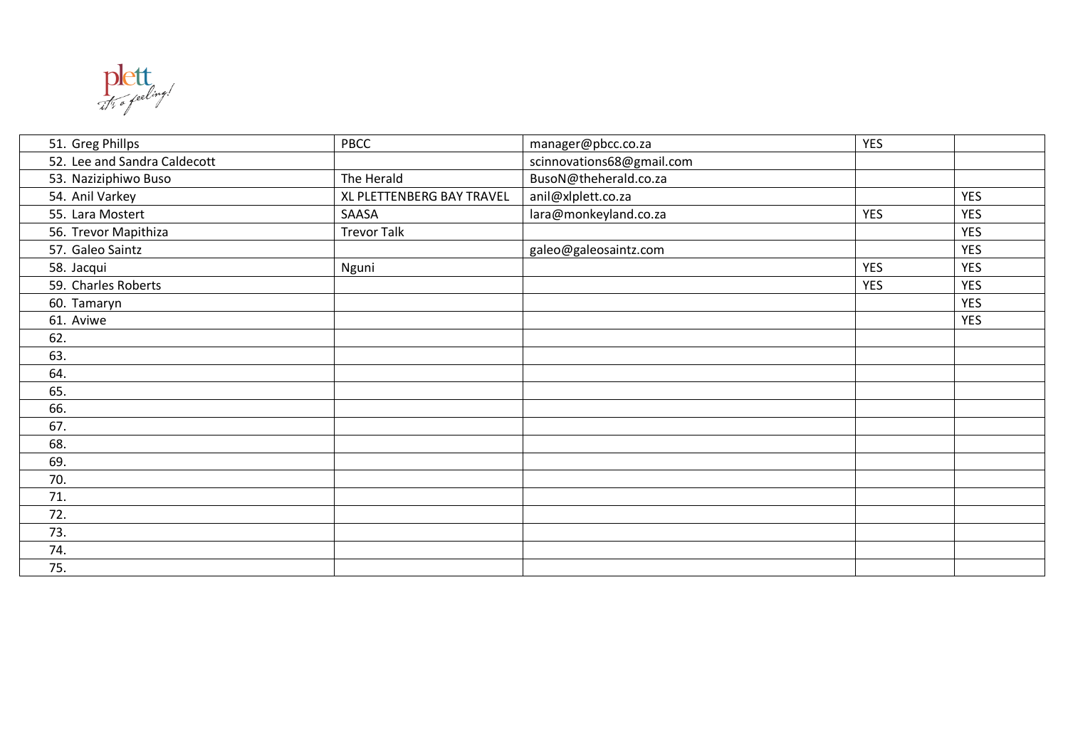| | | | | |
|---|---|---|---|---|
| 51. Greg Phillps | PBCC | manager@pbcc.co.za | YES | |
| 52. Lee and Sandra Caldecott | | scinnovations68@gmail.com | | |
| 53. Naziziphiwo Buso | The Herald | BusoN@theherald.co.za | | |
| 54. Anil Varkey | XL PLETTENBERG BAY TRAVEL | anil@xlplett.co.za | | YES |
| 55. Lara Mostert | SAASA | lara@monkeyland.co.za | YES | YES |
| 56. Trevor Mapithiza | Trevor Talk | | | YES |
| 57. Galeo Saintz | | galeo@galeosaintz.com | | YES |
| 58. Jacqui | Nguni | | YES | YES |
| 59. Charles Roberts | | | YES | YES |
| 60. Tamaryn | | | | YES |
| 61. Aviwe | | | | YES |
| 62. | | | | |
| 63. | | | | |
| 64. | | | | |
| 65. | | | | |
| 66. | | | | |
| 67. | | | | |
| 68. | | | | |
| 69. | | | | |
| 70. | | | | |
| 71. | | | | |
| 72. | | | | |
| 73. | | | | |
| 74. | | | | |
| 75. | | | | |